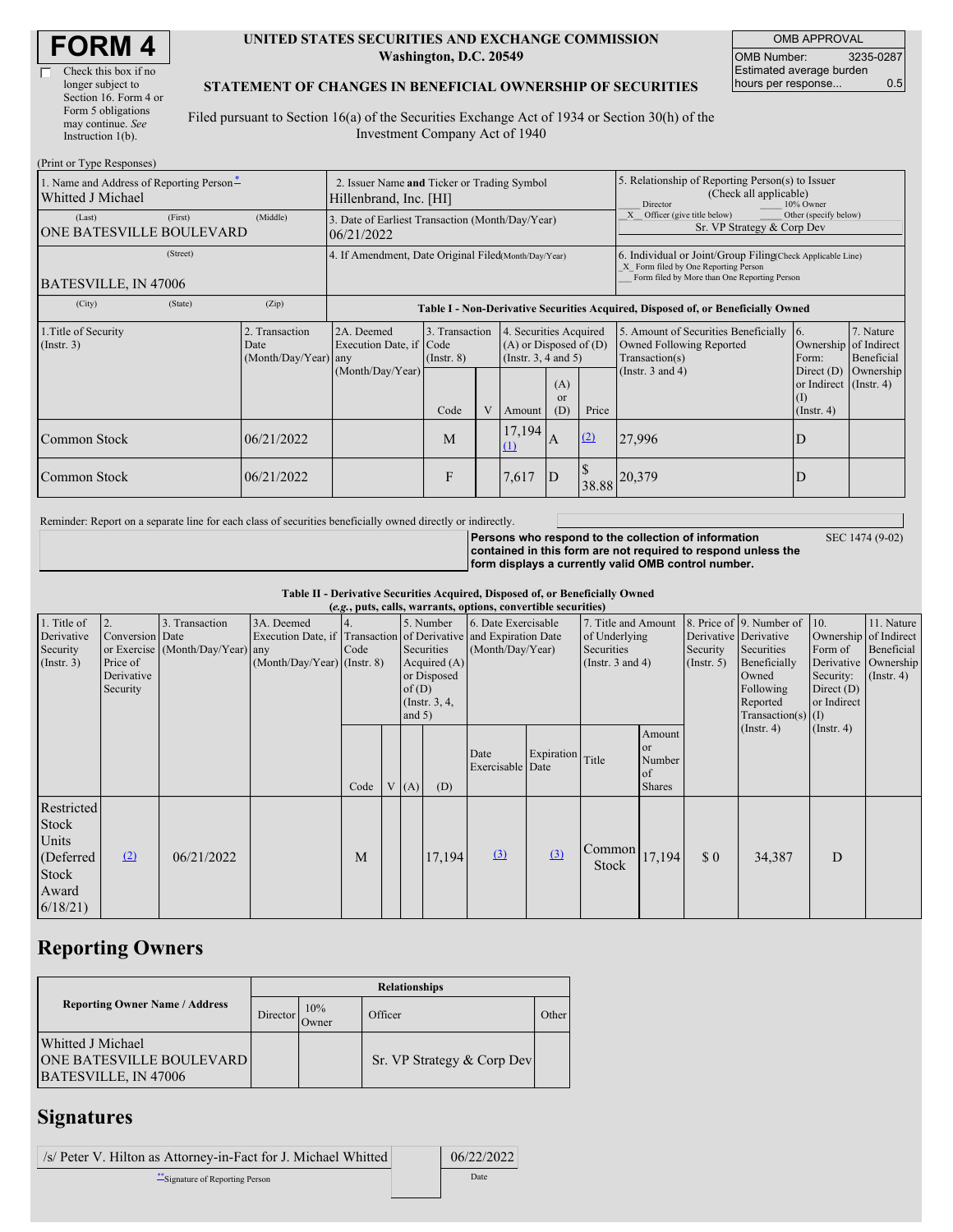# FORM 4

☐ Check this box if no longer subject to Section 16. Form 4 or Form 5 obligations may continue. *See* Instruction 1(b).

**UNITED STATES SECURITIES AND EXCHANGE COMMISSION**
**Washington, D.C. 20549**

**STATEMENT OF CHANGES IN BENEFICIAL OWNERSHIP OF SECURITIES**

Filed pursuant to Section 16(a) of the Securities Exchange Act of 1934 or Section 30(h) of the Investment Company Act of 1940

| OMB APPROVAL | |
|---|---|
| OMB Number: | 3235-0287 |
| Estimated average burden hours per response... | 0.5 |

(Print or Type Responses)

| 1. Name and Address of Reporting Person* | 2. Issuer Name and Ticker or Trading Symbol | 5. Relationship of Reporting Person(s) to Issuer (Check all applicable) |
|---|---|---|
| Whitted J Michael | Hillenbrand, Inc. [HI] | ___ Director ___ 10% Owner<br>_X_ Officer (give title below) ___ Other (specify below)<br>Sr. VP Strategy & Corp Dev |
| (Last) (First) (Middle)<br>ONE BATESVILLE BOULEVARD | 3. Date of Earliest Transaction (Month/Day/Year)<br>06/21/2022 | |
| (Street)<br>BATESVILLE, IN 47006 | 4. If Amendment, Date Original Filed (Month/Day/Year) | 6. Individual or Joint/Group Filing (Check Applicable Line)<br>_X_ Form filed by One Reporting Person<br>___ Form filed by More than One Reporting Person |
| (City) (State) (Zip) | | |

**Table I - Non-Derivative Securities Acquired, Disposed of, or Beneficially Owned**

| 1. Title of Security (Instr. 3) | 2. Transaction Date (Month/Day/Year) | 2A. Deemed Execution Date, if any (Month/Day/Year) | 3. Transaction Code (Instr. 8) Code | V | 4. Securities Acquired (A) or Disposed of (D) (Instr. 3, 4 and 5) Amount | (A) or (D) | Price | 5. Amount of Securities Beneficially Owned Following Reported Transaction(s) (Instr. 3 and 4) | 6. Ownership Form: Direct (D) or Indirect (I) (Instr. 4) | 7. Nature of Indirect Beneficial Ownership (Instr. 4) |
|---|---|---|---|---|---|---|---|---|---|---|
| Common Stock | 06/21/2022 | | M | | 17,194 (1) | A | (2) | 27,996 | D | |
| Common Stock | 06/21/2022 | | F | | 7,617 | D | $ 38.88 | 20,379 | D | |

Reminder: Report on a separate line for each class of securities beneficially owned directly or indirectly.

**Persons who respond to the collection of information contained in this form are not required to respond unless the form displays a currently valid OMB control number.** SEC 1474 (9-02)

**Table II - Derivative Securities Acquired, Disposed of, or Beneficially Owned**
**(*e.g.*, puts, calls, warrants, options, convertible securities)**

| 1. Title of Derivative Security (Instr. 3) | 2. Conversion or Exercise Price of Derivative Security | 3. Transaction Date (Month/Day/Year) | 3A. Deemed Execution Date, if any (Month/Day/Year) | 4. Transaction Code (Instr. 8) Code | V | 5. Number of Derivative Securities Acquired (A) or Disposed of (D) (Instr. 3, 4, and 5) (A) | (D) | 6. Date Exercisable and Expiration Date (Month/Day/Year) Date Exercisable | Expiration Date | 7. Title and Amount of Underlying Securities (Instr. 3 and 4) Title | Amount or Number of Shares | 8. Price of Derivative Security (Instr. 5) | 9. Number of Derivative Securities Beneficially Owned Following Reported Transaction(s) (Instr. 4) | 10. Ownership Form of Derivative Security: Direct (D) or Indirect (I) (Instr. 4) | 11. Nature of Indirect Beneficial Ownership (Instr. 4) |
|---|---|---|---|---|---|---|---|---|---|---|---|---|---|---|---|
| Restricted Stock Units (Deferred Stock Award 6/18/21) | (2) | 06/21/2022 | | M | | | 17,194 | (3) | (3) | Common Stock | 17,194 | $ 0 | 34,387 | D | |

## Reporting Owners

| Reporting Owner Name / Address | Director | 10% Owner | Officer | Other |
|---|---|---|---|---|
| Whitted J Michael<br>ONE BATESVILLE BOULEVARD<br>BATESVILLE, IN 47006 | | | Sr. VP Strategy & Corp Dev | |

## Signatures

| /s/ Peter V. Hilton as Attorney-in-Fact for J. Michael Whitted | 06/22/2022 |
|---|---|
| **Signature of Reporting Person | Date |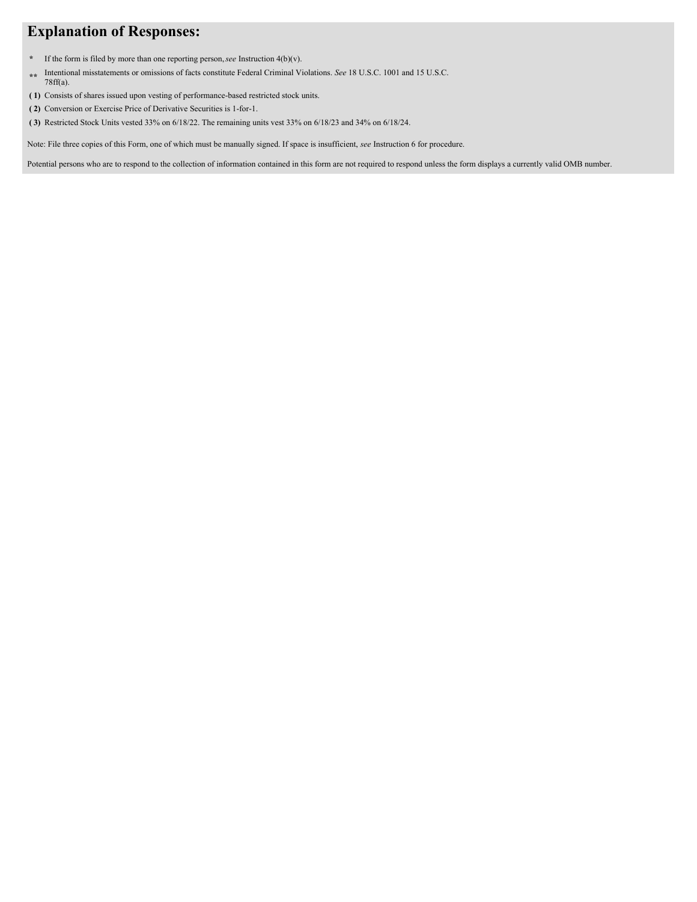## Explanation of Responses:

- \* If the form is filed by more than one reporting person, *see* Instruction 4(b)(v).
- \*\* Intentional misstatements or omissions of facts constitute Federal Criminal Violations. *See* 18 U.S.C. 1001 and 15 U.S.C. 78ff(a).
- **( 1)** Consists of shares issued upon vesting of performance-based restricted stock units.
- **( 2)** Conversion or Exercise Price of Derivative Securities is 1-for-1.
- **( 3)** Restricted Stock Units vested 33% on 6/18/22. The remaining units vest 33% on 6/18/23 and 34% on 6/18/24.

Note: File three copies of this Form, one of which must be manually signed. If space is insufficient, *see* Instruction 6 for procedure.

Potential persons who are to respond to the collection of information contained in this form are not required to respond unless the form displays a currently valid OMB number.